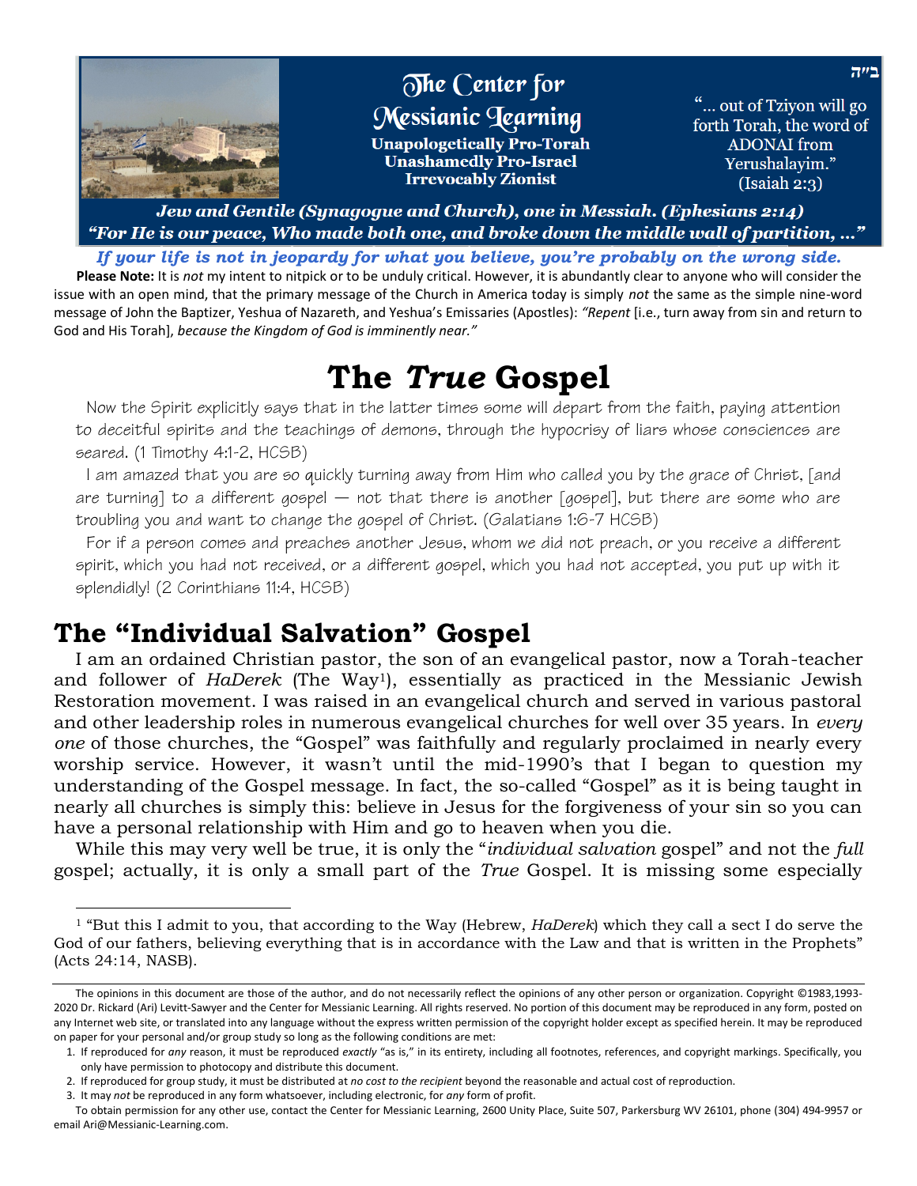ב״ה

**The Center for Messianic Learning**

**Unapologetically Pro-Torah**
**Unashamedly Pro-Israel**
**Irrevocably Zionist**

"… out of Tziyon will go forth Torah, the word of ADONAI from Yerushalayim." (Isaiah 2:3)

***Jew and Gentile (Synagogue and Church), one in Messiah. (Ephesians 2:14)***
***"For He is our peace, Who made both one, and broke down the middle wall of partition, …"***

***If your life is not in jeopardy for what you believe, you're probably on the wrong side.***

**Please Note:** It is *not* my intent to nitpick or to be unduly critical. However, it is abundantly clear to anyone who will consider the issue with an open mind, that the primary message of the Church in America today is simply *not* the same as the simple nine-word message of John the Baptizer, Yeshua of Nazareth, and Yeshua's Emissaries (Apostles): *"Repent* [i.e., turn away from sin and return to God and His Torah], *because the Kingdom of God is imminently near."*

# The *True* Gospel

Now the Spirit explicitly says that in the latter times some will depart from the faith, paying attention to deceitful spirits and the teachings of demons, through the hypocrisy of liars whose consciences are seared. (1 Timothy 4:1-2, HCSB)

I am amazed that you are so quickly turning away from Him who called you by the grace of Christ, [and are turning] to a different gospel — not that there is another [gospel], but there are some who are troubling you and want to change the gospel of Christ. (Galatians 1:6-7 HCSB)

For if a person comes and preaches another Jesus, whom we did not preach, or you receive a different spirit, which you had not received, or a different gospel, which you had not accepted, you put up with it splendidly! (2 Corinthians 11:4, HCSB)

## The "Individual Salvation" Gospel

I am an ordained Christian pastor, the son of an evangelical pastor, now a Torah-teacher and follower of *HaDerek* (The Way[1]), essentially as practiced in the Messianic Jewish Restoration movement. I was raised in an evangelical church and served in various pastoral and other leadership roles in numerous evangelical churches for well over 35 years. In *every one* of those churches, the "Gospel" was faithfully and regularly proclaimed in nearly every worship service. However, it wasn't until the mid-1990's that I began to question my understanding of the Gospel message. In fact, the so-called "Gospel" as it is being taught in nearly all churches is simply this: believe in Jesus for the forgiveness of your sin so you can have a personal relationship with Him and go to heaven when you die.

While this may very well be true, it is only the "*individual salvation* gospel" and not the *full* gospel; actually, it is only a small part of the *True* Gospel. It is missing some especially

[1] "But this I admit to you, that according to the Way (Hebrew, *HaDerek*) which they call a sect I do serve the God of our fathers, believing everything that is in accordance with the Law and that is written in the Prophets" (Acts 24:14, NASB).

The opinions in this document are those of the author, and do not necessarily reflect the opinions of any other person or organization. Copyright ©1983,1993-2020 Dr. Rickard (Ari) Levitt-Sawyer and the Center for Messianic Learning. All rights reserved. No portion of this document may be reproduced in any form, posted on any Internet web site, or translated into any language without the express written permission of the copyright holder except as specified herein. It may be reproduced on paper for your personal and/or group study so long as the following conditions are met:

1. If reproduced for *any* reason, it must be reproduced *exactly* "as is," in its entirety, including all footnotes, references, and copyright markings. Specifically, you only have permission to photocopy and distribute this document.
2. If reproduced for group study, it must be distributed at *no cost to the recipient* beyond the reasonable and actual cost of reproduction.
3. It may *not* be reproduced in any form whatsoever, including electronic, for *any* form of profit.

To obtain permission for any other use, contact the Center for Messianic Learning, 2600 Unity Place, Suite 507, Parkersburg WV 26101, phone (304) 494-9957 or email Ari@Messianic-Learning.com.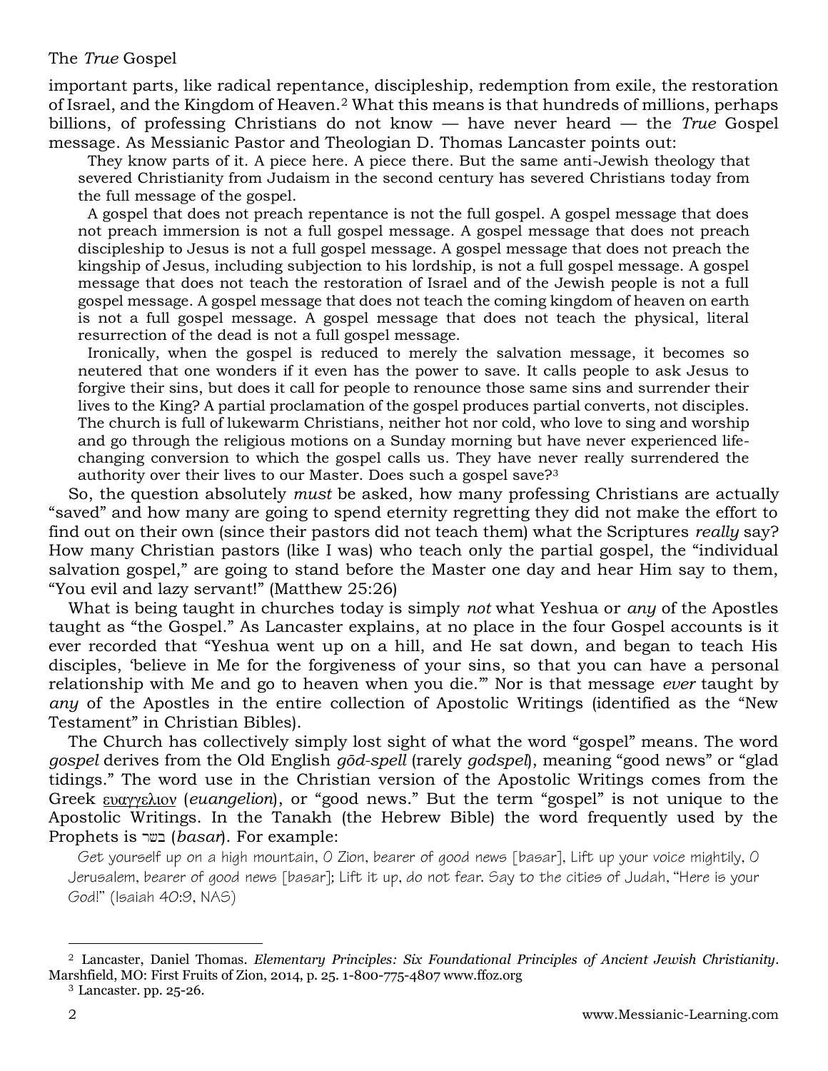important parts, like radical repentance, discipleship, redemption from exile, the restoration of Israel, and the Kingdom of Heaven.[2] What this means is that hundreds of millions, perhaps billions, of professing Christians do not know — have never heard — the *True* Gospel message. As Messianic Pastor and Theologian D. Thomas Lancaster points out:

> They know parts of it. A piece here. A piece there. But the same anti-Jewish theology that severed Christianity from Judaism in the second century has severed Christians today from the full message of the gospel.
>
> A gospel that does not preach repentance is not the full gospel. A gospel message that does not preach immersion is not a full gospel message. A gospel message that does not preach discipleship to Jesus is not a full gospel message. A gospel message that does not preach the kingship of Jesus, including subjection to his lordship, is not a full gospel message. A gospel message that does not teach the restoration of Israel and of the Jewish people is not a full gospel message. A gospel message that does not teach the coming kingdom of heaven on earth is not a full gospel message. A gospel message that does not teach the physical, literal resurrection of the dead is not a full gospel message.
>
> Ironically, when the gospel is reduced to merely the salvation message, it becomes so neutered that one wonders if it even has the power to save. It calls people to ask Jesus to forgive their sins, but does it call for people to renounce those same sins and surrender their lives to the King? A partial proclamation of the gospel produces partial converts, not disciples. The church is full of lukewarm Christians, neither hot nor cold, who love to sing and worship and go through the religious motions on a Sunday morning but have never experienced life-changing conversion to which the gospel calls us. They have never really surrendered the authority over their lives to our Master. Does such a gospel save?[3]

So, the question absolutely *must* be asked, how many professing Christians are actually "saved" and how many are going to spend eternity regretting they did not make the effort to find out on their own (since their pastors did not teach them) what the Scriptures *really* say? How many Christian pastors (like I was) who teach only the partial gospel, the "individual salvation gospel," are going to stand before the Master one day and hear Him say to them, "You evil and lazy servant!" (Matthew 25:26)

What is being taught in churches today is simply *not* what Yeshua or *any* of the Apostles taught as "the Gospel." As Lancaster explains, at no place in the four Gospel accounts is it ever recorded that "Yeshua went up on a hill, and He sat down, and began to teach His disciples, 'believe in Me for the forgiveness of your sins, so that you can have a personal relationship with Me and go to heaven when you die.'" Nor is that message *ever* taught by *any* of the Apostles in the entire collection of Apostolic Writings (identified as the "New Testament" in Christian Bibles).

The Church has collectively simply lost sight of what the word "gospel" means. The word *gospel* derives from the Old English *gōd-spell* (rarely *godspel*), meaning "good news" or "glad tidings." The word use in the Christian version of the Apostolic Writings comes from the Greek ευαγγελιον (*euangelion*), or "good news." But the term "gospel" is not unique to the Apostolic Writings. In the Tanakh (the Hebrew Bible) the word frequently used by the Prophets is בשר (*basar*). For example:

> Get yourself up on a high mountain, O Zion, bearer of good news [basar], Lift up your voice mightily, O Jerusalem, bearer of good news [basar]; Lift it up, do not fear. Say to the cities of Judah, "Here is your God!" (Isaiah 40:9, NAS)

---

[2] Lancaster, Daniel Thomas. *Elementary Principles: Six Foundational Principles of Ancient Jewish Christianity*. Marshfield, MO: First Fruits of Zion, 2014, p. 25. 1-800-775-4807 www.ffoz.org

[3] Lancaster. pp. 25-26.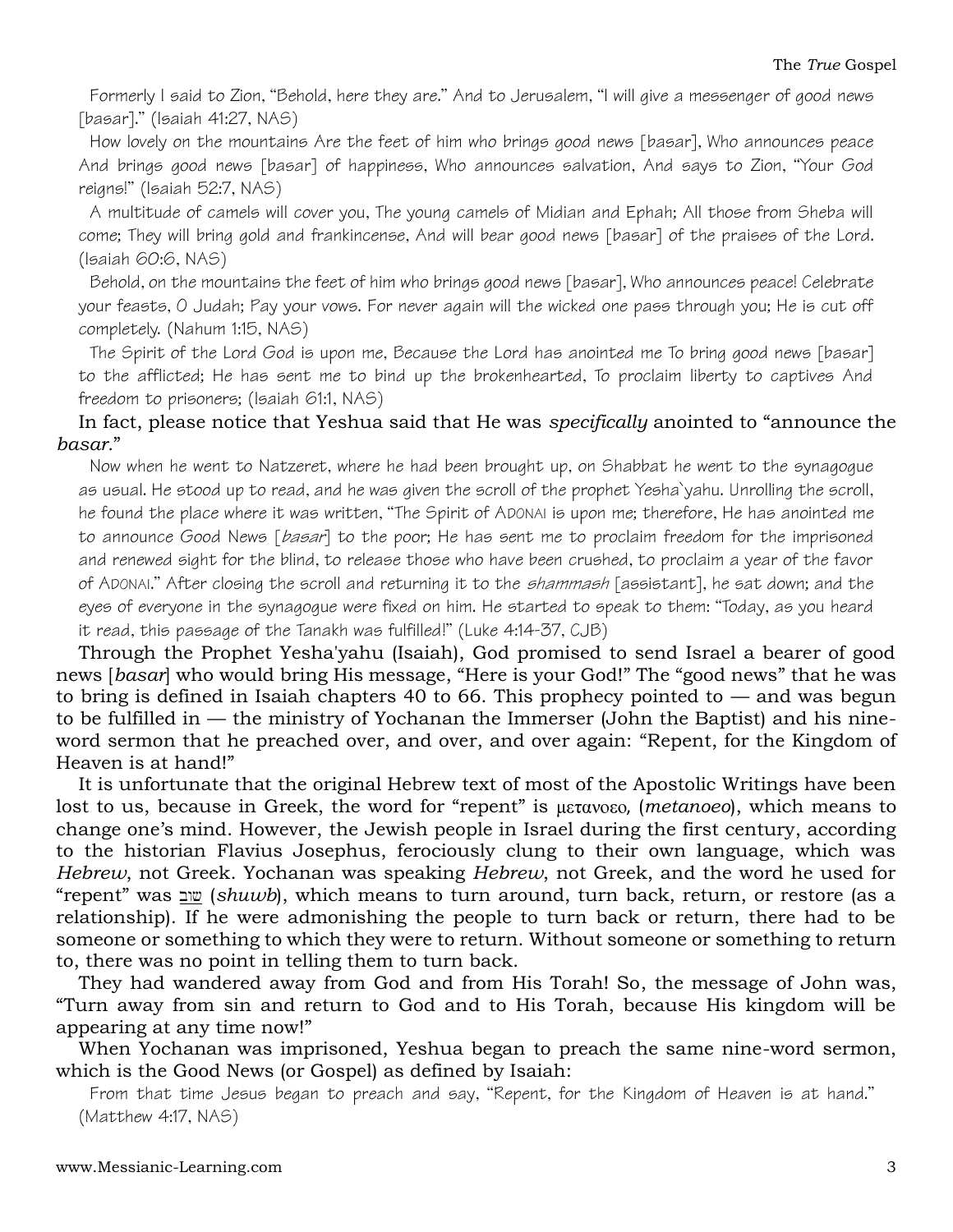Formerly I said to Zion, "Behold, here they are." And to Jerusalem, "I will give a messenger of good news [basar]." (Isaiah 41:27, NAS)

How lovely on the mountains Are the feet of him who brings good news [basar], Who announces peace And brings good news [basar] of happiness, Who announces salvation, And says to Zion, "Your God reigns!" (Isaiah 52:7, NAS)

A multitude of camels will cover you, The young camels of Midian and Ephah; All those from Sheba will come; They will bring gold and frankincense, And will bear good news [basar] of the praises of the Lord. (Isaiah 60:6, NAS)

Behold, on the mountains the feet of him who brings good news [basar], Who announces peace! Celebrate your feasts, O Judah; Pay your vows. For never again will the wicked one pass through you; He is cut off completely. (Nahum 1:15, NAS)

The Spirit of the Lord God is upon me, Because the Lord has anointed me To bring good news [basar] to the afflicted; He has sent me to bind up the brokenhearted, To proclaim liberty to captives And freedom to prisoners; (Isaiah 61:1, NAS)

In fact, please notice that Yeshua said that He was *specifically* anointed to "announce the *basar.*"

Now when he went to Natzeret, where he had been brought up, on Shabbat he went to the synagogue as usual. He stood up to read, and he was given the scroll of the prophet Yesha`yahu. Unrolling the scroll, he found the place where it was written, "The Spirit of ADONAI is upon me; therefore, He has anointed me to announce Good News [*basar*] to the poor; He has sent me to proclaim freedom for the imprisoned and renewed sight for the blind, to release those who have been crushed, to proclaim a year of the favor of ADONAI." After closing the scroll and returning it to the *shammash* [assistant], he sat down; and the eyes of everyone in the synagogue were fixed on him. He started to speak to them: "Today, as you heard it read, this passage of the Tanakh was fulfilled!" (Luke 4:14-37, CJB)

Through the Prophet Yesha'yahu (Isaiah), God promised to send Israel a bearer of good news [*basar*] who would bring His message, "Here is your God!" The "good news" that he was to bring is defined in Isaiah chapters 40 to 66. This prophecy pointed to — and was begun to be fulfilled in — the ministry of Yochanan the Immerser (John the Baptist) and his nine-word sermon that he preached over, and over, and over again: "Repent, for the Kingdom of Heaven is at hand!"

It is unfortunate that the original Hebrew text of most of the Apostolic Writings have been lost to us, because in Greek, the word for "repent" is μετανοεο, (*metanoeo*), which means to change one's mind. However, the Jewish people in Israel during the first century, according to the historian Flavius Josephus, ferociously clung to their own language, which was *Hebrew*, not Greek. Yochanan was speaking *Hebrew*, not Greek, and the word he used for "repent" was שׁוּב (*shuwb*), which means to turn around, turn back, return, or restore (as a relationship). If he were admonishing the people to turn back or return, there had to be someone or something to which they were to return. Without someone or something to return to, there was no point in telling them to turn back.

They had wandered away from God and from His Torah! So, the message of John was, "Turn away from sin and return to God and to His Torah, because His kingdom will be appearing at any time now!"

When Yochanan was imprisoned, Yeshua began to preach the same nine-word sermon, which is the Good News (or Gospel) as defined by Isaiah:

From that time Jesus began to preach and say, "Repent, for the Kingdom of Heaven is at hand." (Matthew 4:17, NAS)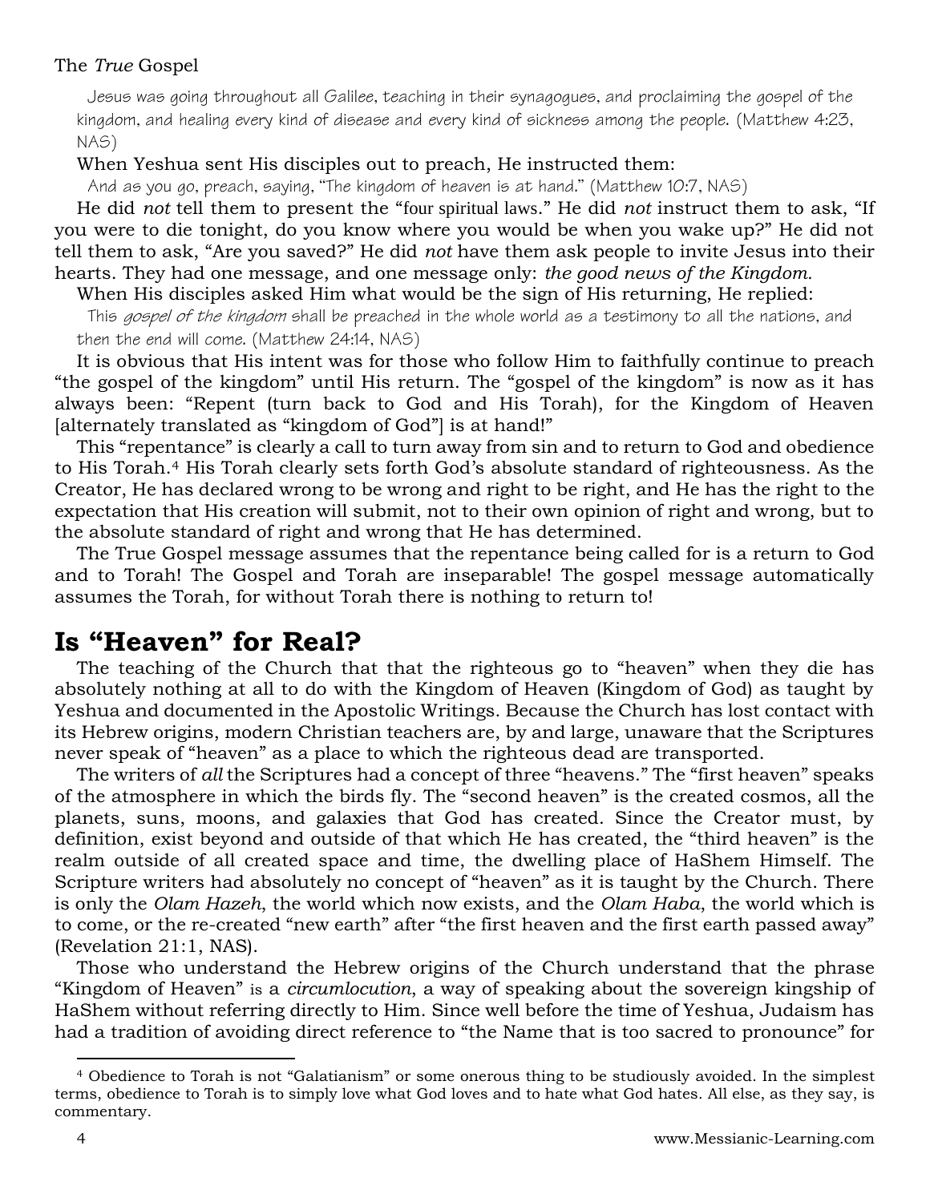Jesus was going throughout all Galilee, teaching in their synagogues, and proclaiming the gospel of the kingdom, and healing every kind of disease and every kind of sickness among the people. (Matthew 4:23, NAS)

When Yeshua sent His disciples out to preach, He instructed them:

And as you go, preach, saying, "The kingdom of heaven is at hand." (Matthew 10:7, NAS)

He did *not* tell them to present the "four spiritual laws." He did *not* instruct them to ask, "If you were to die tonight, do you know where you would be when you wake up?" He did not tell them to ask, "Are you saved?" He did *not* have them ask people to invite Jesus into their hearts. They had one message, and one message only: *the good news of the Kingdom.*

When His disciples asked Him what would be the sign of His returning, He replied:

This *gospel of the kingdom* shall be preached in the whole world as a testimony to all the nations, and then the end will come. (Matthew 24:14, NAS)

It is obvious that His intent was for those who follow Him to faithfully continue to preach "the gospel of the kingdom" until His return. The "gospel of the kingdom" is now as it has always been: "Repent (turn back to God and His Torah), for the Kingdom of Heaven [alternately translated as "kingdom of God"] is at hand!"

This "repentance" is clearly a call to turn away from sin and to return to God and obedience to His Torah.[4] His Torah clearly sets forth God's absolute standard of righteousness. As the Creator, He has declared wrong to be wrong and right to be right, and He has the right to the expectation that His creation will submit, not to their own opinion of right and wrong, but to the absolute standard of right and wrong that He has determined.

The True Gospel message assumes that the repentance being called for is a return to God and to Torah! The Gospel and Torah are inseparable! The gospel message automatically assumes the Torah, for without Torah there is nothing to return to!

## Is "Heaven" for Real?

The teaching of the Church that that the righteous go to "heaven" when they die has absolutely nothing at all to do with the Kingdom of Heaven (Kingdom of God) as taught by Yeshua and documented in the Apostolic Writings. Because the Church has lost contact with its Hebrew origins, modern Christian teachers are, by and large, unaware that the Scriptures never speak of "heaven" as a place to which the righteous dead are transported.

The writers of *all* the Scriptures had a concept of three "heavens." The "first heaven" speaks of the atmosphere in which the birds fly. The "second heaven" is the created cosmos, all the planets, suns, moons, and galaxies that God has created. Since the Creator must, by definition, exist beyond and outside of that which He has created, the "third heaven" is the realm outside of all created space and time, the dwelling place of HaShem Himself. The Scripture writers had absolutely no concept of "heaven" as it is taught by the Church. There is only the *Olam Hazeh*, the world which now exists, and the *Olam Haba*, the world which is to come, or the re-created "new earth" after "the first heaven and the first earth passed away" (Revelation 21:1, NAS).

Those who understand the Hebrew origins of the Church understand that the phrase "Kingdom of Heaven" is a *circumlocution*, a way of speaking about the sovereign kingship of HaShem without referring directly to Him. Since well before the time of Yeshua, Judaism has had a tradition of avoiding direct reference to "the Name that is too sacred to pronounce" for

---

[4] Obedience to Torah is not "Galatianism" or some onerous thing to be studiously avoided. In the simplest terms, obedience to Torah is to simply love what God loves and to hate what God hates. All else, as they say, is commentary.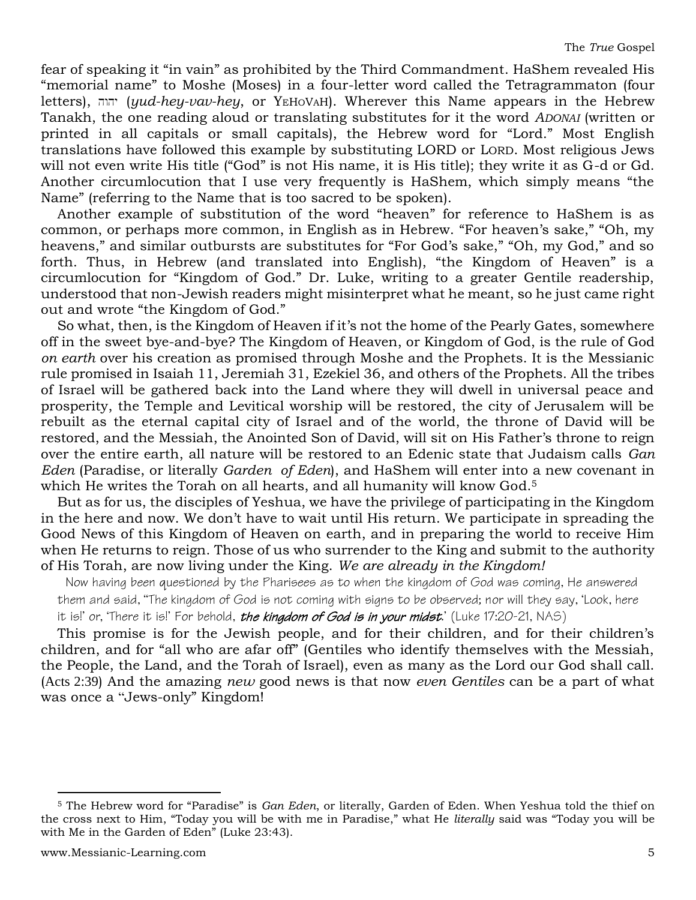fear of speaking it "in vain" as prohibited by the Third Commandment. HaShem revealed His "memorial name" to Moshe (Moses) in a four-letter word called the Tetragrammaton (four letters), יהוה (*yud-hey-vav-hey*, or YEHOVAH). Wherever this Name appears in the Hebrew Tanakh, the one reading aloud or translating substitutes for it the word *ADONAI* (written or printed in all capitals or small capitals), the Hebrew word for "Lord." Most English translations have followed this example by substituting LORD or LORD. Most religious Jews will not even write His title ("God" is not His name, it is His title); they write it as G-d or Gd. Another circumlocution that I use very frequently is HaShem, which simply means "the Name" (referring to the Name that is too sacred to be spoken).

Another example of substitution of the word "heaven" for reference to HaShem is as common, or perhaps more common, in English as in Hebrew. "For heaven's sake," "Oh, my heavens," and similar outbursts are substitutes for "For God's sake," "Oh, my God," and so forth. Thus, in Hebrew (and translated into English), "the Kingdom of Heaven" is a circumlocution for "Kingdom of God." Dr. Luke, writing to a greater Gentile readership, understood that non-Jewish readers might misinterpret what he meant, so he just came right out and wrote "the Kingdom of God."

So what, then, is the Kingdom of Heaven if it's not the home of the Pearly Gates, somewhere off in the sweet bye-and-bye? The Kingdom of Heaven, or Kingdom of God, is the rule of God *on earth* over his creation as promised through Moshe and the Prophets. It is the Messianic rule promised in Isaiah 11, Jeremiah 31, Ezekiel 36, and others of the Prophets. All the tribes of Israel will be gathered back into the Land where they will dwell in universal peace and prosperity, the Temple and Levitical worship will be restored, the city of Jerusalem will be rebuilt as the eternal capital city of Israel and of the world, the throne of David will be restored, and the Messiah, the Anointed Son of David, will sit on His Father's throne to reign over the entire earth, all nature will be restored to an Edenic state that Judaism calls *Gan Eden* (Paradise, or literally *Garden of Eden*), and HaShem will enter into a new covenant in which He writes the Torah on all hearts, and all humanity will know God.[5]

But as for us, the disciples of Yeshua, we have the privilege of participating in the Kingdom in the here and now. We don't have to wait until His return. We participate in spreading the Good News of this Kingdom of Heaven on earth, and in preparing the world to receive Him when He returns to reign. Those of us who surrender to the King and submit to the authority of His Torah, are now living under the King. *We are already in the Kingdom!*

> Now having been questioned by the Pharisees as to when the kingdom of God was coming, He answered them and said, "The kingdom of God is not coming with signs to be observed; nor will they say, 'Look, here it is!' or, 'There it is!' For behold, ***the kingdom of God is in your midst.***" (Luke 17:20-21, NAS)

This promise is for the Jewish people, and for their children, and for their children's children, and for "all who are afar off" (Gentiles who identify themselves with the Messiah, the People, the Land, and the Torah of Israel), even as many as the Lord our God shall call. (Acts 2:39) And the amazing *new* good news is that now *even Gentiles* can be a part of what was once a "Jews-only" Kingdom!

---

[5] The Hebrew word for "Paradise" is *Gan Eden*, or literally, Garden of Eden. When Yeshua told the thief on the cross next to Him, "Today you will be with me in Paradise," what He *literally* said was "Today you will be with Me in the Garden of Eden" (Luke 23:43).